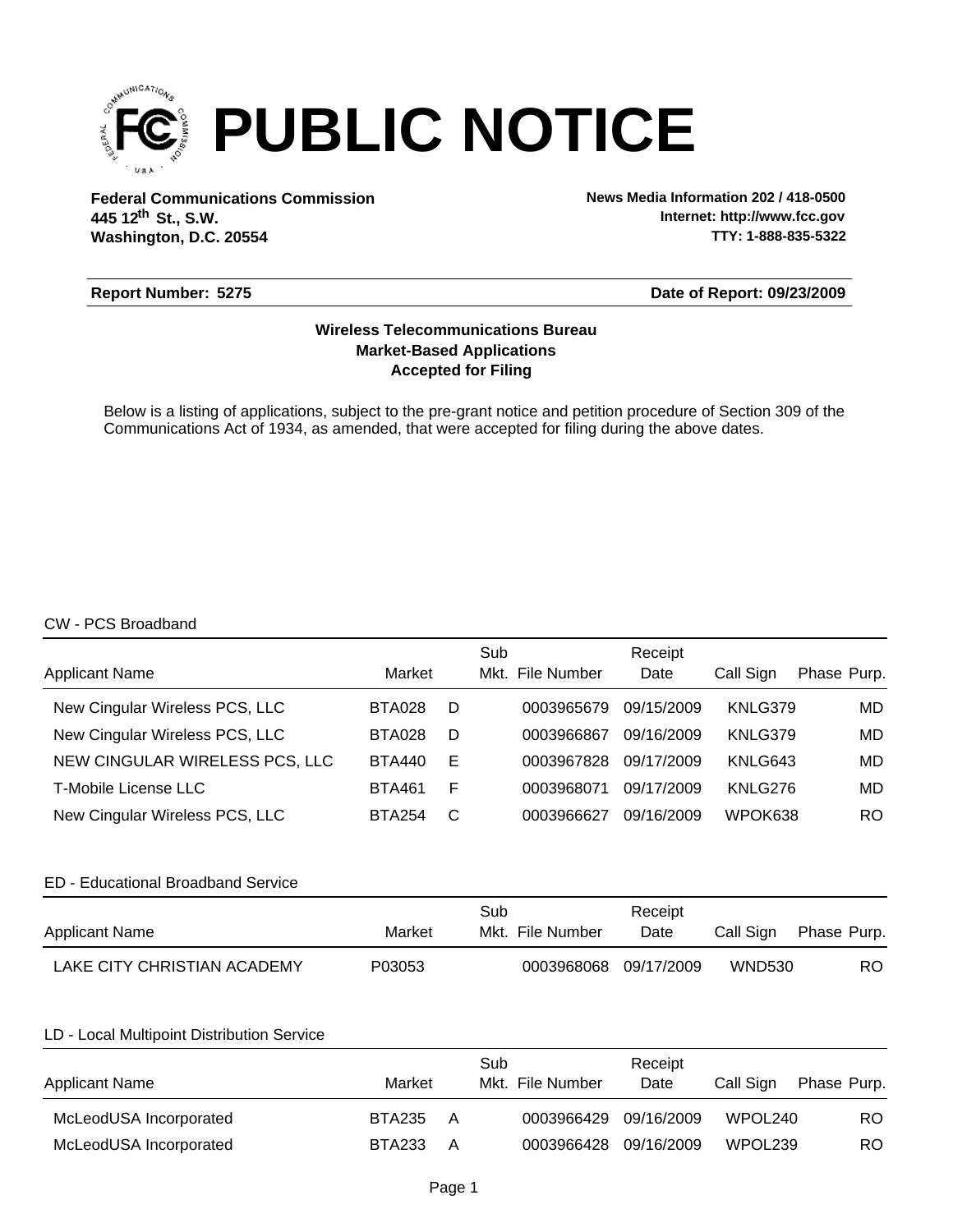# PUBLIC NOTICE

**Federal Communications Commission**
**445 12th St., S.W.**
**Washington, D.C. 20554**

**News Media Information 202 / 418-0500**
**Internet: http://www.fcc.gov**
**TTY: 1-888-835-5322**

**Report Number: 5275** **Date of Report: 09/23/2009**

**Wireless Telecommunications Bureau**
**Market-Based Applications**
**Accepted for Filing**

Below is a listing of applications, subject to the pre-grant notice and petition procedure of Section 309 of the Communications Act of 1934, as amended, that were accepted for filing during the above dates.

CW - PCS Broadband

| Applicant Name | Market | | Sub Mkt. | File Number | Receipt Date | Call Sign | Phase | Purp. |
|---|---|---|---|---|---|---|---|---|
| New Cingular Wireless PCS, LLC | BTA028 | D | | 0003965679 | 09/15/2009 | KNLG379 | | MD |
| New Cingular Wireless PCS, LLC | BTA028 | D | | 0003966867 | 09/16/2009 | KNLG379 | | MD |
| NEW CINGULAR WIRELESS PCS, LLC | BTA440 | E | | 0003967828 | 09/17/2009 | KNLG643 | | MD |
| T-Mobile License LLC | BTA461 | F | | 0003968071 | 09/17/2009 | KNLG276 | | MD |
| New Cingular Wireless PCS, LLC | BTA254 | C | | 0003966627 | 09/16/2009 | WPOK638 | | RO |

ED - Educational Broadband Service

| Applicant Name | Market | | Sub Mkt. | File Number | Receipt Date | Call Sign | Phase | Purp. |
|---|---|---|---|---|---|---|---|---|
| LAKE CITY CHRISTIAN ACADEMY | P03053 | | | 0003968068 | 09/17/2009 | WND530 | | RO |

LD - Local Multipoint Distribution Service

| Applicant Name | Market | | Sub Mkt. | File Number | Receipt Date | Call Sign | Phase | Purp. |
|---|---|---|---|---|---|---|---|---|
| McLeodUSA Incorporated | BTA235 | A | | 0003966429 | 09/16/2009 | WPOL240 | | RO |
| McLeodUSA Incorporated | BTA233 | A | | 0003966428 | 09/16/2009 | WPOL239 | | RO |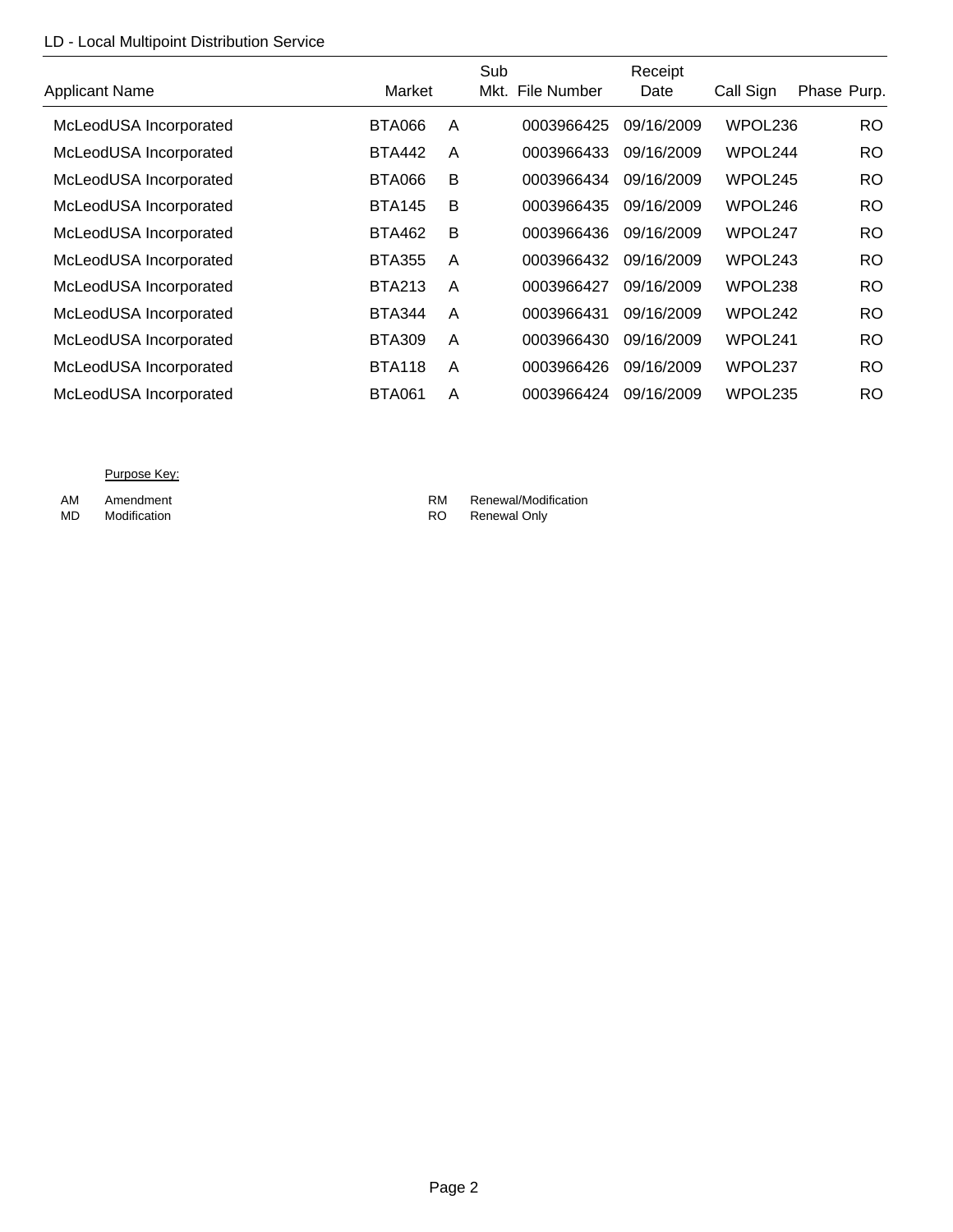LD - Local Multipoint Distribution Service

| Applicant Name | Market | Sub Mkt. | File Number | Receipt Date | Call Sign | Phase | Purp. |
|---|---|---|---|---|---|---|---|
| McLeodUSA Incorporated | BTA066 | A | 0003966425 | 09/16/2009 | WPOL236 | | RO |
| McLeodUSA Incorporated | BTA442 | A | 0003966433 | 09/16/2009 | WPOL244 | | RO |
| McLeodUSA Incorporated | BTA066 | B | 0003966434 | 09/16/2009 | WPOL245 | | RO |
| McLeodUSA Incorporated | BTA145 | B | 0003966435 | 09/16/2009 | WPOL246 | | RO |
| McLeodUSA Incorporated | BTA462 | B | 0003966436 | 09/16/2009 | WPOL247 | | RO |
| McLeodUSA Incorporated | BTA355 | A | 0003966432 | 09/16/2009 | WPOL243 | | RO |
| McLeodUSA Incorporated | BTA213 | A | 0003966427 | 09/16/2009 | WPOL238 | | RO |
| McLeodUSA Incorporated | BTA344 | A | 0003966431 | 09/16/2009 | WPOL242 | | RO |
| McLeodUSA Incorporated | BTA309 | A | 0003966430 | 09/16/2009 | WPOL241 | | RO |
| McLeodUSA Incorporated | BTA118 | A | 0003966426 | 09/16/2009 | WPOL237 | | RO |
| McLeodUSA Incorporated | BTA061 | A | 0003966424 | 09/16/2009 | WPOL235 | | RO |

Purpose Key:

| | | | |
|---|---|---|---|
| AM | Amendment | RM | Renewal/Modification |
| MD | Modification | RO | Renewal Only |